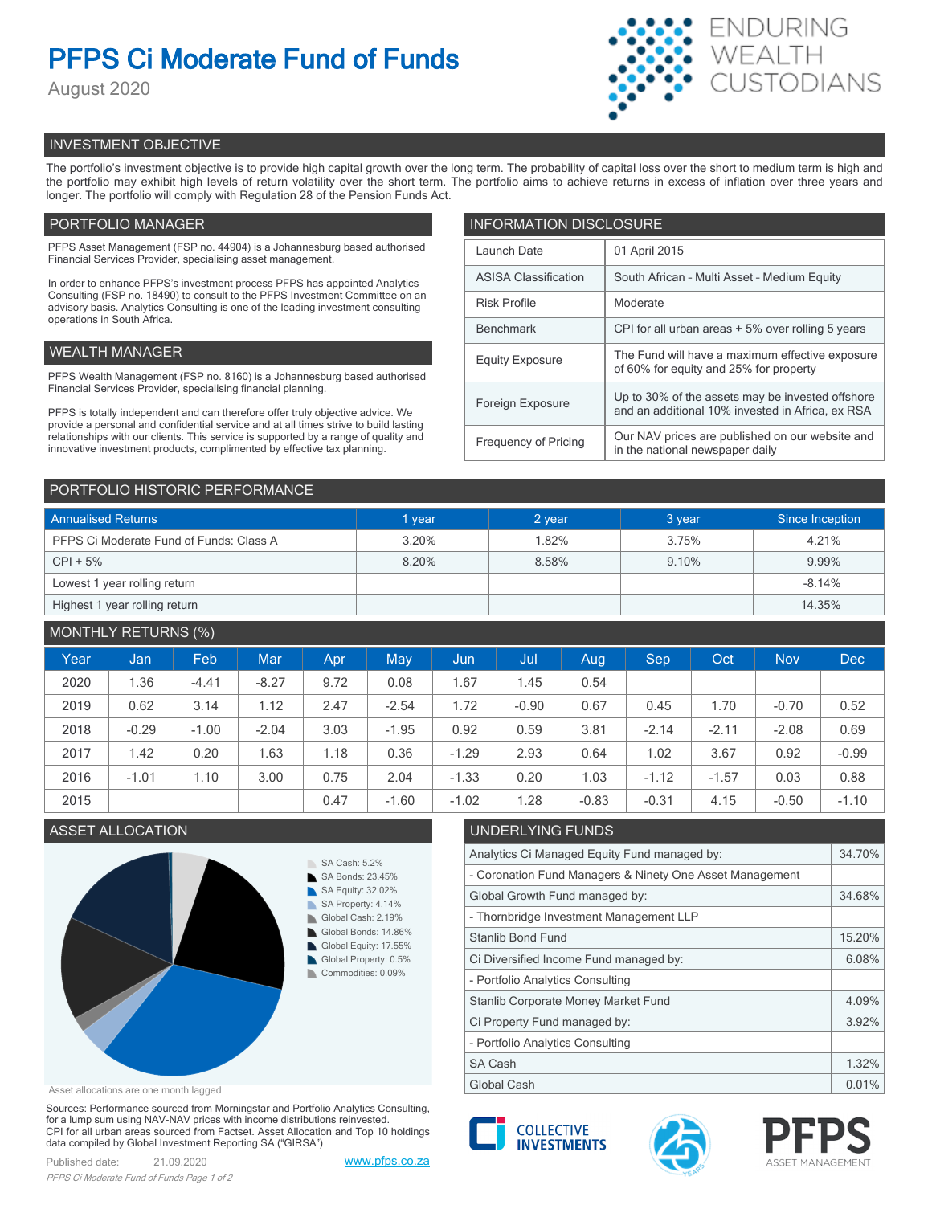# PFPS Ci Moderate Fund of Funds

August 2020

ENDURING WEALTH CUSTODIANS

## INVESTMENT OBJECTIVE

The portfolio's investment objective is to provide high capital growth over the long term. The probability of capital loss over the short to medium term is high and the portfolio may exhibit high levels of return volatility over the short term. The portfolio aims to achieve returns in excess of inflation over three years and longer. The portfolio will comply with Regulation 28 of the Pension Funds Act.

## PORTFOLIO MANAGER

PFPS Asset Management (FSP no. 44904) is a Johannesburg based authorised Financial Services Provider, specialising asset management.

In order to enhance PFPS's investment process PFPS has appointed Analytics Consulting (FSP no. 18490) to consult to the PFPS Investment Committee on an advisory basis. Analytics Consulting is one of the leading investment consulting operations in South Africa.

## WEALTH MANAGER

PFPS Wealth Management (FSP no. 8160) is a Johannesburg based authorised Financial Services Provider, specialising financial planning.

PFPS is totally independent and can therefore offer truly objective advice. We provide a personal and confidential service and at all times strive to build lasting relationships with our clients. This service is supported by a range of quality and innovative investment products, complimented by effective tax planning.

## INFORMATION DISCLOSURE

| | |
|---|---|
| Launch Date | 01 April 2015 |
| ASISA Classification | South African - Multi Asset - Medium Equity |
| Risk Profile | Moderate |
| Benchmark | CPI for all urban areas + 5% over rolling 5 years |
| Equity Exposure | The Fund will have a maximum effective exposure of 60% for equity and 25% for property |
| Foreign Exposure | Up to 30% of the assets may be invested offshore and an additional 10% invested in Africa, ex RSA |
| Frequency of Pricing | Our NAV prices are published on our website and in the national newspaper daily |

## PORTFOLIO HISTORIC PERFORMANCE

| Annualised Returns | 1 year | 2 year | 3 year | Since Inception |
|---|---|---|---|---|
| PFPS Ci Moderate Fund of Funds: Class A | 3.20% | 1.82% | 3.75% | 4.21% |
| CPI + 5% | 8.20% | 8.58% | 9.10% | 9.99% |
| Lowest 1 year rolling return | | | | -8.14% |
| Highest 1 year rolling return | | | | 14.35% |

## MONTHLY RETURNS (%)

| Year | Jan | Feb | Mar | Apr | May | Jun | Jul | Aug | Sep | Oct | Nov | Dec |
|---|---|---|---|---|---|---|---|---|---|---|---|---|
| 2020 | 1.36 | -4.41 | -8.27 | 9.72 | 0.08 | 1.67 | 1.45 | 0.54 | | | | |
| 2019 | 0.62 | 3.14 | 1.12 | 2.47 | -2.54 | 1.72 | -0.90 | 0.67 | 0.45 | 1.70 | -0.70 | 0.52 |
| 2018 | -0.29 | -1.00 | -2.04 | 3.03 | -1.95 | 0.92 | 0.59 | 3.81 | -2.14 | -2.11 | -2.08 | 0.69 |
| 2017 | 1.42 | 0.20 | 1.63 | 1.18 | 0.36 | -1.29 | 2.93 | 0.64 | 1.02 | 3.67 | 0.92 | -0.99 |
| 2016 | -1.01 | 1.10 | 3.00 | 0.75 | 2.04 | -1.33 | 0.20 | 1.03 | -1.12 | -1.57 | 0.03 | 0.88 |
| 2015 | | | | 0.47 | -1.60 | -1.02 | 1.28 | -0.83 | -0.31 | 4.15 | -0.50 | -1.10 |

## ASSET ALLOCATION

- SA Cash: 5.2%
- SA Bonds: 23.45%
- SA Equity: 32.02%
- SA Property: 4.14%
- Global Cash: 2.19%
- Global Bonds: 14.86%
- Global Equity: 17.55%
- Global Property: 0.5%
- Commodities: 0.09%

Asset allocations are one month lagged

## UNDERLYING FUNDS

| | |
|---|---|
| Analytics Ci Managed Equity Fund managed by: | 34.70% |
| - Coronation Fund Managers & Ninety One Asset Management | |
| Global Growth Fund managed by: | 34.68% |
| - Thornbridge Investment Management LLP | |
| Stanlib Bond Fund | 15.20% |
| Ci Diversified Income Fund managed by: | 6.08% |
| - Portfolio Analytics Consulting | |
| Stanlib Corporate Money Market Fund | 4.09% |
| Ci Property Fund managed by: | 3.92% |
| - Portfolio Analytics Consulting | |
| SA Cash | 1.32% |
| Global Cash | 0.01% |

Sources: Performance sourced from Morningstar and Portfolio Analytics Consulting, for a lump sum using NAV-NAV prices with income distributions reinvested. CPI for all urban areas sourced from Factset. Asset Allocation and Top 10 holdings data compiled by Global Investment Reporting SA ("GIRSA")

Published date: 21.09.2020

www.pfps.co.za

COLLECTIVE INVESTMENTS

PFPS ASSET MANAGEMENT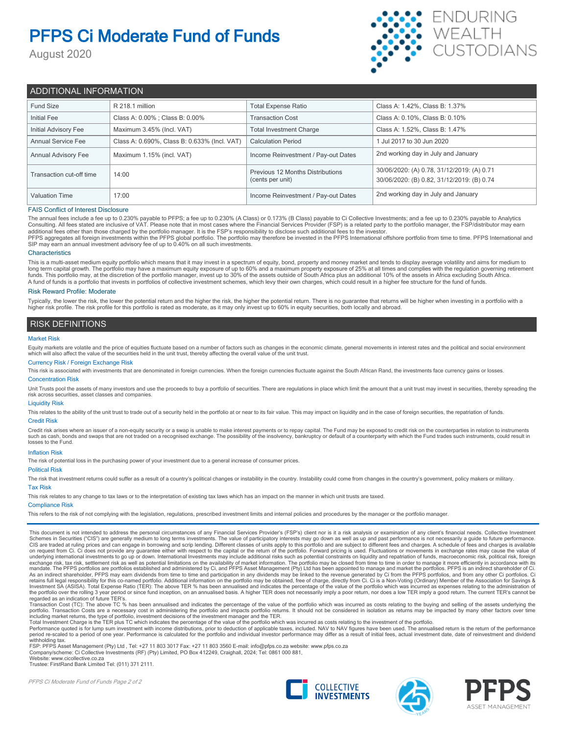# PFPS Ci Moderate Fund of Funds

August 2020

ENDURING WEALTH CUSTODIANS

## ADDITIONAL INFORMATION

| | | | |
|---|---|---|---|
| Fund Size | R 218.1 million | Total Expense Ratio | Class A: 1.42%, Class B: 1.37% |
| Initial Fee | Class A: 0.00% ; Class B: 0.00% | Transaction Cost | Class A: 0.10%, Class B: 0.10% |
| Initial Advisory Fee | Maximum 3.45% (Incl. VAT) | Total Investment Charge | Class A: 1.52%, Class B: 1.47% |
| Annual Service Fee | Class A: 0.690%, Class B: 0.633% (Incl. VAT) | Calculation Period | 1 Jul 2017 to 30 Jun 2020 |
| Annual Advisory Fee | Maximum 1.15% (incl. VAT) | Income Reinvestment / Pay-out Dates | 2nd working day in July and January |
| Transaction cut-off time | 14:00 | Previous 12 Months Distributions (cents per unit) | 30/06/2020: (A) 0.78, 31/12/2019: (A) 0.71<br>30/06/2020: (B) 0.82, 31/12/2019: (B) 0.74 |
| Valuation Time | 17:00 | Income Reinvestment / Pay-out Dates | 2nd working day in July and January |

### FAIS Conflict of Interest Disclosure

The annual fees include a fee up to 0.230% payable to PFPS; a fee up to 0.230% (A Class) or 0.173% (B Class) payable to Ci Collective Investments; and a fee up to 0.230% payable to Analytics Consulting. All fees stated are inclusive of VAT. Please note that in most cases where the Financial Services Provider (FSP) is a related party to the portfolio manager, the FSP/distributor may earn additional fees other than those charged by the portfolio manager. It is the FSP's responsibility to disclose such additional fees to the investor.
PFPS aggregates all foreign investments within the PFPS global portfolio. The portfolio may therefore be invested in the PFPS International offshore portfolio from time to time. PFPS International and SIP may earn an annual investment advisory fee of up to 0.40% on all such investments.

### Characteristics

This is a multi-asset medium equity portfolio which means that it may invest in a spectrum of equity, bond, property and money market and tends to display average volatility and aims for medium to long term capital growth. The portfolio may have a maximum equity exposure of up to 60% and a maximum property exposure of 25% at all times and complies with the regulation governing retirement funds. This portfolio may, at the discretion of the portfolio manager, invest up to 30% of the assets outside of South Africa plus an additional 10% of the assets in Africa excluding South Africa.
A fund of funds is a portfolio that invests in portfolios of collective investment schemes, which levy their own charges, which could result in a higher fee structure for the fund of funds.

### Risk Reward Profile: Moderate

Typically, the lower the risk, the lower the potential return and the higher the risk, the higher the potential return. There is no guarantee that returns will be higher when investing in a portfolio with a higher risk profile. The risk profile for this portfolio is rated as moderate, as it may only invest up to 60% in equity securities, both locally and abroad.

## RISK DEFINITIONS

### Market Risk

Equity markets are volatile and the price of equities fluctuate based on a number of factors such as changes in the economic climate, general movements in interest rates and the political and social environment which will also affect the value of the securities held in the unit trust, thereby affecting the overall value of the unit trust.

### Currency Risk / Foreign Exchange Risk

This risk is associated with investments that are denominated in foreign currencies. When the foreign currencies fluctuate against the South African Rand, the investments face currency gains or losses.

### Concentration Risk

Unit Trusts pool the assets of many investors and use the proceeds to buy a portfolio of securities. There are regulations in place which limit the amount that a unit trust may invest in securities, thereby spreading the risk across securities, asset classes and companies.

### Liquidity Risk

This relates to the ability of the unit trust to trade out of a security held in the portfolio at or near to its fair value. This may impact on liquidity and in the case of foreign securities, the repatriation of funds.

### Credit Risk

Credit risk arises where an issuer of a non-equity security or a swap is unable to make interest payments or to repay capital. The Fund may be exposed to credit risk on the counterparties in relation to instruments such as cash, bonds and swaps that are not traded on a recognised exchange. The possibility of the insolvency, bankruptcy or default of a counterparty with which the Fund trades such instruments, could result in losses to the Fund.

### Inflation Risk

The risk of potential loss in the purchasing power of your investment due to a general increase of consumer prices.

### Political Risk

The risk that investment returns could suffer as a result of a country's political changes or instability in the country. Instability could come from changes in the country's government, policy makers or military.

### Tax Risk

This risk relates to any change to tax laws or to the interpretation of existing tax laws which has an impact on the manner in which unit trusts are taxed.

### Compliance Risk

This refers to the risk of not complying with the legislation, regulations, prescribed investment limits and internal policies and procedures by the manager or the portfolio manager.

This document is not intended to address the personal circumstances of any Financial Services Provider's (FSP's) client nor is it a risk analysis or examination of any client's financial needs. Collective Investment Schemes in Securities ("CIS") are generally medium to long terms investments. The value of participatory interests may go down as well as up and past performance is not necessarily a guide to future performance. CIS are traded at ruling prices and can engage in borrowing and scrip lending. Different classes of units apply to this portfolio and are subject to different fees and charges. A schedule of fees and charges is available on request from Ci. Ci does not provide any guarantee either with respect to the capital or the return of the portfolio. Forward pricing is used. Fluctuations or movements in exchange rates may cause the value of underlying international investments to go up or down. International Investments may include additional risks such as potential constraints on liquidity and repatriation of funds, macroeconomic risk, political risk, foreign exchange risk, tax risk, settlement risk as well as potential limitations on the availability of market information. The portfolio may be closed from time to time in order to manage it more efficiently in accordance with its mandate. The PFPS portfolios are portfolios established and administered by Ci, and PFPS Asset Management (Pty) Ltd has been appointed to manage and market the portfolios. PFPS is an indirect shareholder of Ci. As an indirect shareholder, PFPS may earn dividends from time to time and participation in any dividends may be linked to the revenue generated by Ci from the PFPS portfolios, and from any other Ci portfolios. Ci retains full legal responsibility for this co-named portfolio. Additional information on the portfolio may be obtained, free of charge, directly from Ci. Ci is a Non-Voting (Ordinary) Member of the Association for Savings & Investment SA (ASISA). Total Expense Ratio (TER): The above TER % has been annualised and indicates the percentage of the value of the portfolio which was incurred as expenses relating to the administration of the portfolio over the rolling 3 year period or since fund inception, on an annualised basis. A higher TER does not necessarily imply a poor return, nor does a low TER imply a good return. The current TER's cannot be regarded as an indication of future TER's.
Transaction Cost (TC): The above TC % has been annualised and indicates the percentage of the value of the portfolio which was incurred as costs relating to the buying and selling of the assets underlying the portfolio. Transaction Costs are a necessary cost in administering the portfolio and impacts portfolio returns. It should not be considered in isolation as returns may be impacted by many other factors over time including market returns, the type of portfolio, investment decisions of the investment manager and the TER.
Total Investment Charge is the TER plus TC which indicates the percentage of the value of the portfolio which was incurred as costs relating to the investment of the portfolio.
Performance quoted is for lump sum investment with income distributions, prior to deduction of applicable taxes, included. NAV to NAV figures have been used. The annualised return is the return of the performance period re-scaled to a period of one year. Performance is calculated for the portfolio and individual investor performance may differ as a result of initial fees, actual investment date, date of reinvestment and dividend withholding tax.
FSP: PFPS Asset Management (Pty) Ltd , Tel: +27 11 803 3017 Fax: +27 11 803 3560 E-mail: info@pfps.co.za website: www.pfps.co.za
Company/scheme: Ci Collective Investments (RF) (Pty) Limited, PO Box 412249, Craighall, 2024; Tel: 0861 000 881,
Website: www.cicollective.co.za
Trustee: FirstRand Bank Limited Tel: (011) 371 2111.

COLLECTIVE INVESTMENTS

PFPS ASSET MANAGEMENT